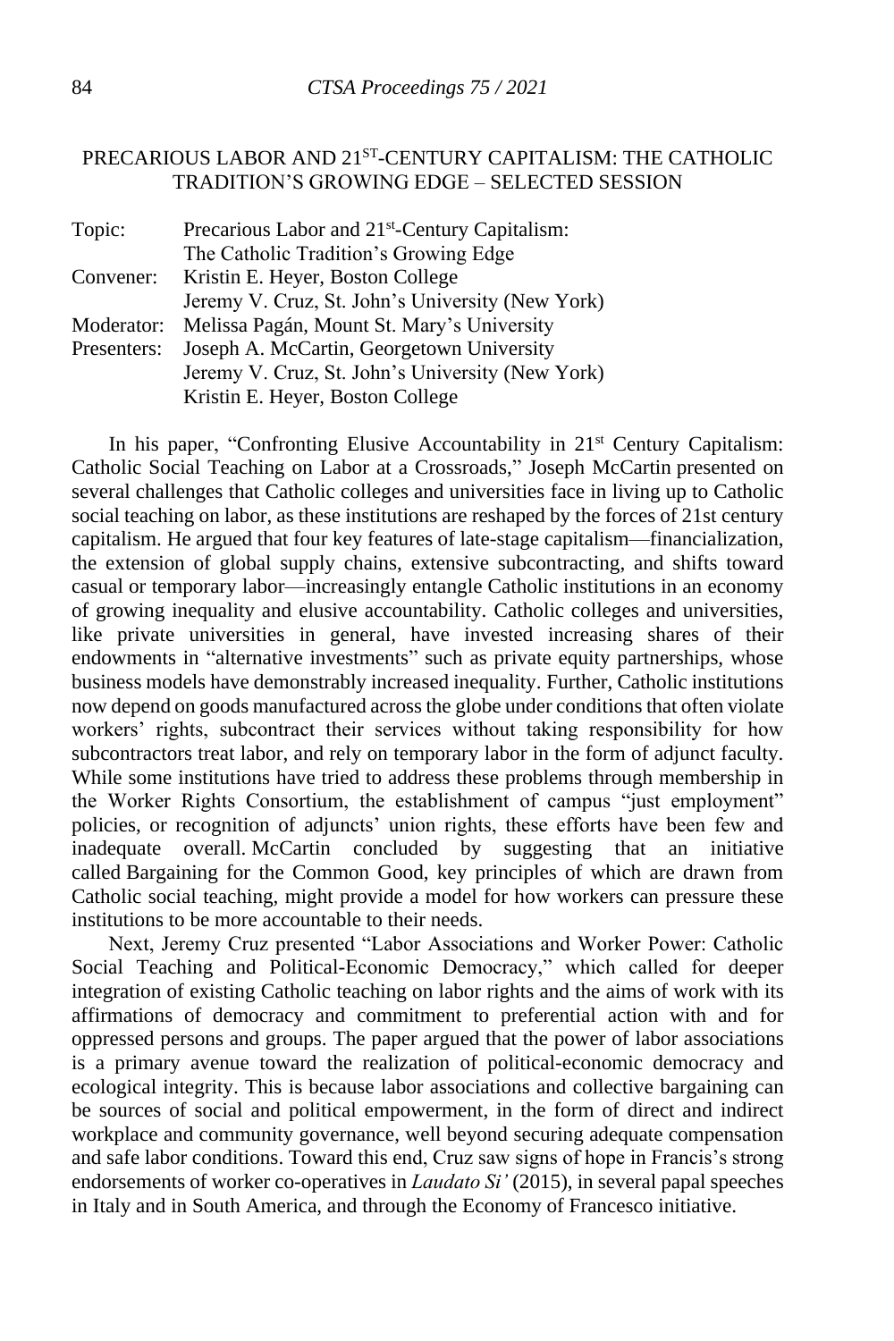## PRECARIOUS LABOR AND 21ST-CENTURY CAPITALISM: THE CATHOLIC TRADITION'S GROWING EDGE – SELECTED SESSION

| | |
|---|---|
| Topic: | Precarious Labor and 21st-Century Capitalism: The Catholic Tradition's Growing Edge |
| Convener: | Kristin E. Heyer, Boston College<br>Jeremy V. Cruz, St. John's University (New York) |
| Moderator: | Melissa Pagán, Mount St. Mary's University |
| Presenters: | Joseph A. McCartin, Georgetown University<br>Jeremy V. Cruz, St. John's University (New York)<br>Kristin E. Heyer, Boston College |

In his paper, "Confronting Elusive Accountability in 21st Century Capitalism: Catholic Social Teaching on Labor at a Crossroads," Joseph McCartin presented on several challenges that Catholic colleges and universities face in living up to Catholic social teaching on labor, as these institutions are reshaped by the forces of 21st century capitalism. He argued that four key features of late-stage capitalism—financialization, the extension of global supply chains, extensive subcontracting, and shifts toward casual or temporary labor—increasingly entangle Catholic institutions in an economy of growing inequality and elusive accountability. Catholic colleges and universities, like private universities in general, have invested increasing shares of their endowments in "alternative investments" such as private equity partnerships, whose business models have demonstrably increased inequality. Further, Catholic institutions now depend on goods manufactured across the globe under conditions that often violate workers' rights, subcontract their services without taking responsibility for how subcontractors treat labor, and rely on temporary labor in the form of adjunct faculty. While some institutions have tried to address these problems through membership in the Worker Rights Consortium, the establishment of campus "just employment" policies, or recognition of adjuncts' union rights, these efforts have been few and inadequate overall. McCartin concluded by suggesting that an initiative called Bargaining for the Common Good, key principles of which are drawn from Catholic social teaching, might provide a model for how workers can pressure these institutions to be more accountable to their needs.

Next, Jeremy Cruz presented "Labor Associations and Worker Power: Catholic Social Teaching and Political-Economic Democracy," which called for deeper integration of existing Catholic teaching on labor rights and the aims of work with its affirmations of democracy and commitment to preferential action with and for oppressed persons and groups. The paper argued that the power of labor associations is a primary avenue toward the realization of political-economic democracy and ecological integrity. This is because labor associations and collective bargaining can be sources of social and political empowerment, in the form of direct and indirect workplace and community governance, well beyond securing adequate compensation and safe labor conditions. Toward this end, Cruz saw signs of hope in Francis's strong endorsements of worker co-operatives in *Laudato Si'* (2015), in several papal speeches in Italy and in South America, and through the Economy of Francesco initiative.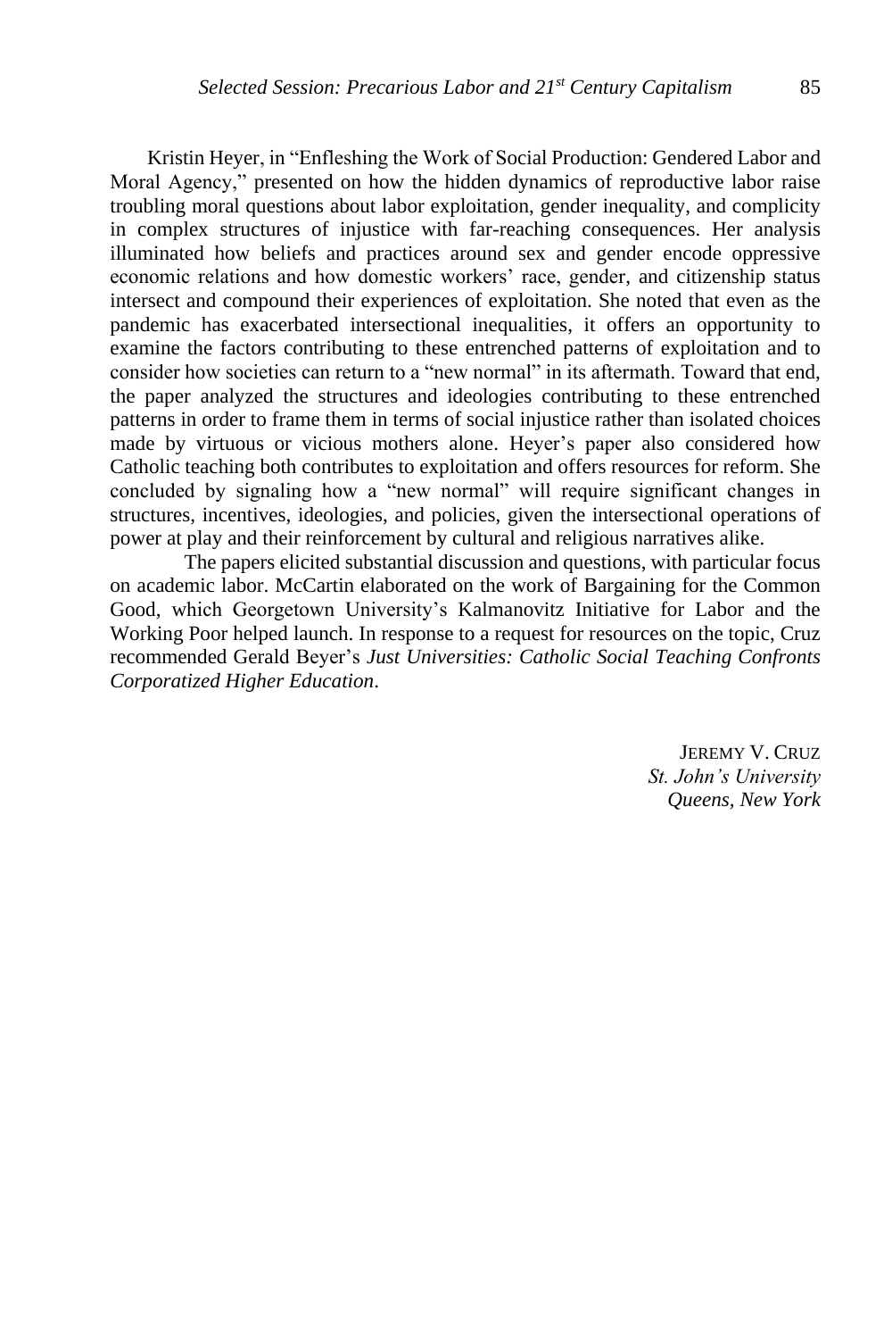Kristin Heyer, in "Enfleshing the Work of Social Production: Gendered Labor and Moral Agency," presented on how the hidden dynamics of reproductive labor raise troubling moral questions about labor exploitation, gender inequality, and complicity in complex structures of injustice with far-reaching consequences. Her analysis illuminated how beliefs and practices around sex and gender encode oppressive economic relations and how domestic workers' race, gender, and citizenship status intersect and compound their experiences of exploitation. She noted that even as the pandemic has exacerbated intersectional inequalities, it offers an opportunity to examine the factors contributing to these entrenched patterns of exploitation and to consider how societies can return to a "new normal" in its aftermath. Toward that end, the paper analyzed the structures and ideologies contributing to these entrenched patterns in order to frame them in terms of social injustice rather than isolated choices made by virtuous or vicious mothers alone. Heyer's paper also considered how Catholic teaching both contributes to exploitation and offers resources for reform. She concluded by signaling how a "new normal" will require significant changes in structures, incentives, ideologies, and policies, given the intersectional operations of power at play and their reinforcement by cultural and religious narratives alike.

The papers elicited substantial discussion and questions, with particular focus on academic labor. McCartin elaborated on the work of Bargaining for the Common Good, which Georgetown University's Kalmanovitz Initiative for Labor and the Working Poor helped launch. In response to a request for resources on the topic, Cruz recommended Gerald Beyer's *Just Universities: Catholic Social Teaching Confronts Corporatized Higher Education*.

JEREMY V. CRUZ
*St. John's University*
*Queens, New York*